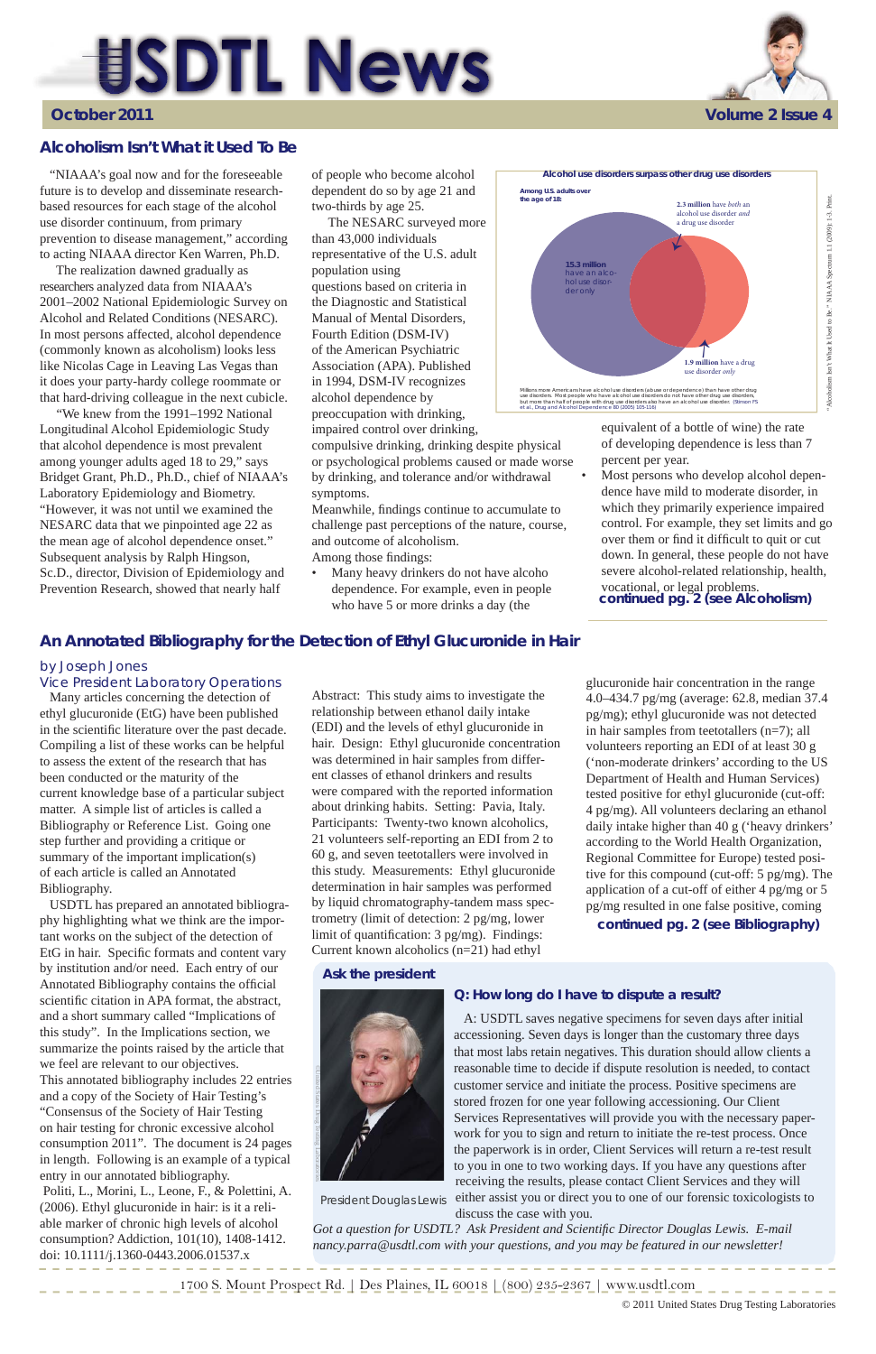# USDTL News

October 2011 — Volume 2 Issue 4

## Alcoholism Isn't What it Used To Be

"NIAAA's goal now and for the foreseeable future is to develop and disseminate research-based resources for each stage of the alcohol use disorder continuum, from primary prevention to disease management," according to acting NIAAA director Ken Warren, Ph.D.

The realization dawned gradually as researchers analyzed data from NIAAA's 2001–2002 National Epidemiologic Survey on Alcohol and Related Conditions (NESARC). In most persons affected, alcohol dependence (commonly known as alcoholism) looks less like Nicolas Cage in Leaving Las Vegas than it does your party-hardy college roommate or that hard-driving colleague in the next cubicle.

"We knew from the 1991–1992 National Longitudinal Alcohol Epidemiologic Study that alcohol dependence is most prevalent among younger adults aged 18 to 29," says Bridget Grant, Ph.D., Ph.D., chief of NIAAA's Laboratory of Epidemiology and Biometry. "However, it was not until we examined the NESARC data that we pinpointed age 22 as the mean age of alcohol dependence onset." Subsequent analysis by Ralph Hingson, Sc.D., director, Division of Epidemiology and Prevention Research, showed that nearly half of people who become alcohol dependent do so by age 21 and two-thirds by age 25.

The NESARC surveyed more than 43,000 individuals representative of the U.S. adult population using questions based on criteria in the Diagnostic and Statistical Manual of Mental Disorders, Fourth Edition (DSM-IV) of the American Psychiatric Association (APA). Published in 1994, DSM-IV recognizes alcohol dependence by preoccupation with drinking, impaired control over drinking, compulsive drinking, drinking despite physical or psychological problems caused or made worse by drinking, and tolerance and/or withdrawal symptoms.

Meanwhile, findings continue to accumulate to challenge past perceptions of the nature, course, and outcome of alcoholism.

Among those findings:

- Many heavy drinkers do not have alcoho dependence. For example, even in people who have 5 or more drinks a day (the equivalent of a bottle of wine) the rate of developing dependence is less than 7 percent per year.
- Most persons who develop alcohol dependence have mild to moderate disorder, in which they primarily experience impaired control. For example, they set limits and go over them or find it difficult to quit or cut down. In general, these people do not have severe alcohol-related relationship, health, vocational, or legal problems.

**continued pg. 2 (see Alcoholism)**

Alcohol use disorders surpass other drug use disorders

Among U.S. adults over the age of 18:

15.3 million have an alcohol use disorder only

2.3 million have *both* an alcohol use disorder *and* a drug use disorder

1.9 million have a drug use disorder *only*

Millions more Americans have alcohol use disorders (abuse or dependence) than have other drug use disorders. Most people who have alcohol use disorders do not have other drug use disorders, but more than half of people with drug use disorders also have an alcohol use disorder. (Stinson FS et al., Drug and Alcohol Dependence 80 (2005) 105-116)

"Alcoholism Isn't What it Used to Be." NIAAA Spectrum 1.1 (2009): 1-3. Print.

## An Annotated Bibliography for the Detection of Ethyl Glucuronide in Hair

by Joseph Jones
Vice President Laboratory Operations

Many articles concerning the detection of ethyl glucuronide (EtG) have been published in the scientific literature over the past decade. Compiling a list of these works can be helpful to assess the extent of the research that has been conducted or the maturity of the current knowledge base of a particular subject matter. A simple list of articles is called a Bibliography or Reference List. Going one step further and providing a critique or summary of the important implication(s) of each article is called an Annotated Bibliography.

USDTL has prepared an annotated bibliography highlighting what we think are the important works on the subject of the detection of EtG in hair. Specific formats and content vary by institution and/or need. Each entry of our Annotated Bibliography contains the official scientific citation in APA format, the abstract, and a short summary called "Implications of this study". In the Implications section, we summarize the points raised by the article that we feel are relevant to our objectives. This annotated bibliography includes 22 entries and a copy of the Society of Hair Testing's "Consensus of the Society of Hair Testing on hair testing for chronic excessive alcohol consumption 2011". The document is 24 pages in length. Following is an example of a typical entry in our annotated bibliography.

Politi, L., Morini, L., Leone, F., & Polettini, A. (2006). Ethyl glucuronide in hair: is it a reliable marker of chronic high levels of alcohol consumption? Addiction, 101(10), 1408-1412. doi: 10.1111/j.1360-0443.2006.01537.x

Abstract: This study aims to investigate the relationship between ethanol daily intake (EDI) and the levels of ethyl glucuronide in hair. Design: Ethyl glucuronide concentration was determined in hair samples from different classes of ethanol drinkers and results were compared with the reported information about drinking habits. Setting: Pavia, Italy. Participants: Twenty-two known alcoholics, 21 volunteers reporting an EDI from 2 to 60 g, and seven teetotallers were involved in this study. Measurements: Ethyl glucuronide determination in hair samples was performed by liquid chromatography-tandem mass spectrometry (limit of detection: 2 pg/mg, lower limit of quantification: 3 pg/mg). Findings: Current known alcoholics (n=21) had ethyl glucuronide hair concentration in the range 4.0–434.7 pg/mg (average: 62.8, median 37.4 pg/mg); ethyl glucuronide was not detected in hair samples from teetotallers (n=7); all volunteers reporting an EDI of at least 30 g ('non-moderate drinkers' according to the US Department of Health and Human Services) tested positive for ethyl glucuronide (cut-off: 4 pg/mg). All volunteers declaring an ethanol daily intake higher than 40 g ('heavy drinkers' according to the World Health Organization, Regional Committee for Europe) tested positive for this compound (cut-off: 5 pg/mg). The application of a cut-off of either 4 pg/mg or 5 pg/mg resulted in one false positive, coming

**continued pg. 2 (see Bibliography)**

## Ask the president

President Douglas Lewis

### Q: How long do I have to dispute a result?

A: USDTL saves negative specimens for seven days after initial accessioning. Seven days is longer than the customary three days that most labs retain negatives. This duration should allow clients a reasonable time to decide if dispute resolution is needed, to contact customer service and initiate the process. Positive specimens are stored frozen for one year following accessioning. Our Client Services Representatives will provide you with the necessary paperwork for you to sign and return to initiate the re-test process. Once the paperwork is in order, Client Services will return a re-test result to you in one to two working days. If you have any questions after receiving the results, please contact Client Services and they will either assist you or direct you to one of our forensic toxicologists to discuss the case with you.

*Got a question for USDTL? Ask President and Scientific Director Douglas Lewis. E-mail nancy.parra@usdtl.com with your questions, and you may be featured in our newsletter!*

1700 S. Mount Prospect Rd. | Des Plaines, IL 60018 | (800) 235-2367 | www.usdtl.com

© 2011 United States Drug Testing Laboratories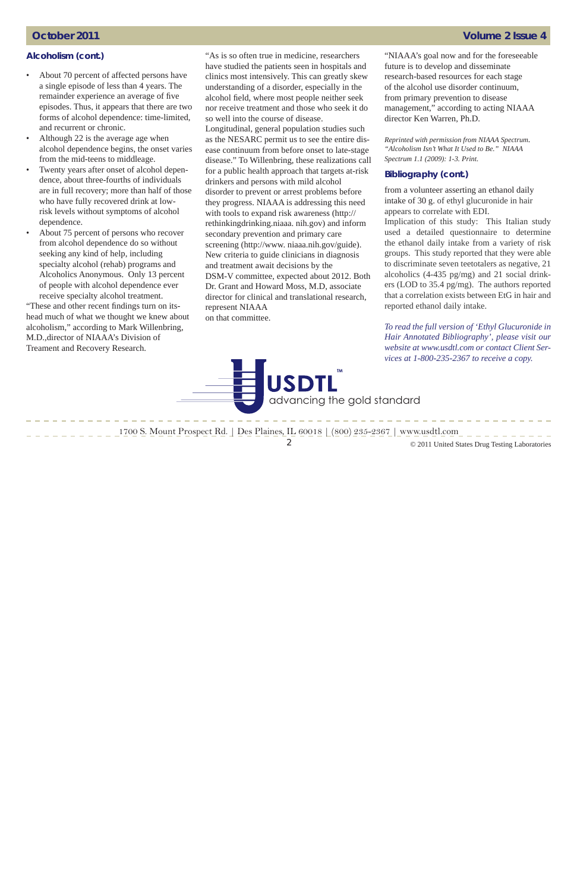## Alcoholism (cont.)

- About 70 percent of affected persons have a single episode of less than 4 years. The remainder experience an average of five episodes. Thus, it appears that there are two forms of alcohol dependence: time-limited, and recurrent or chronic.
- Although 22 is the average age when alcohol dependence begins, the onset varies from the mid-teens to middleage.
- Twenty years after onset of alcohol dependence, about three-fourths of individuals are in full recovery; more than half of those who have fully recovered drink at low-risk levels without symptoms of alcohol dependence.
- About 75 percent of persons who recover from alcohol dependence do so without seeking any kind of help, including specialty alcohol (rehab) programs and Alcoholics Anonymous. Only 13 percent of people with alcohol dependence ever receive specialty alcohol treatment.

"These and other recent findings turn on its-head much of what we thought we knew about alcoholism," according to Mark Willenbring, M.D.,director of NIAAA's Division of Treament and Recovery Research.

"As is so often true in medicine, researchers have studied the patients seen in hospitals and clinics most intensively. This can greatly skew understanding of a disorder, especially in the alcohol field, where most people neither seek nor receive treatment and those who seek it do so well into the course of disease. Longitudinal, general population studies such as the NESARC permit us to see the entire disease continuum from before onset to late-stage disease." To Willenbring, these realizations call for a public health approach that targets at-risk drinkers and persons with mild alcohol disorder to prevent or arrest problems before they progress. NIAAA is addressing this need with tools to expand risk awareness (http://rethinkingdrinking.niaaa. nih.gov) and inform secondary prevention and primary care screening (http://www. niaaa.nih.gov/guide). New criteria to guide clinicians in diagnosis and treatment await decisions by the DSM-V committee, expected about 2012. Both Dr. Grant and Howard Moss, M.D, associate director for clinical and translational research, represent NIAAA on that committee.

"NIAAA's goal now and for the foreseeable future is to develop and disseminate research-based resources for each stage of the alcohol use disorder continuum, from primary prevention to disease management," according to acting NIAAA director Ken Warren, Ph.D.

*Reprinted with permission from NIAAA Spectrum. "Alcoholism Isn't What It Used to Be." NIAAA Spectrum 1.1 (2009): 1-3. Print.*

## Bibliography (cont.)

from a volunteer asserting an ethanol daily intake of 30 g. of ethyl glucuronide in hair appears to correlate with EDI.

Implication of this study: This Italian study used a detailed questionnaire to determine the ethanol daily intake from a variety of risk groups. This study reported that they were able to discriminate seven teetotalers as negative, 21 alcoholics (4-435 pg/mg) and 21 social drinkers (LOD to 35.4 pg/mg). The authors reported that a correlation exists between EtG in hair and reported ethanol daily intake.

*To read the full version of 'Ethyl Glucuronide in Hair Annotated Bibliography', please visit our website at www.usdtl.com or contact Client Services at 1-800-235-2367 to receive a copy.*

USDTL™ advancing the gold standard

1700 S. Mount Prospect Rd. | Des Plaines, IL 60018 | (800) 235-2367 | www.usdtl.com

© 2011 United States Drug Testing Laboratories